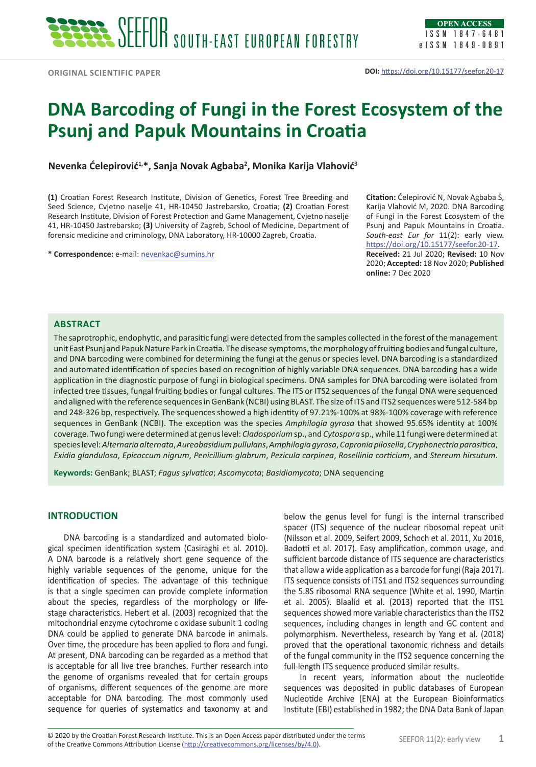ORIGINAL SCIENTIFIC PAPER

**DOI:** https://doi.org/10.15177/seefor.20-17

# DNA Barcoding of Fungi in the Forest Ecosystem of the Psunj and Papuk Mountains in Croatia

**Nevenka Ćelepirović[1,*], Sanja Novak Agbaba[2], Monika Karija Vlahović[3]**

**(1)** Croatian Forest Research Institute, Division of Genetics, Forest Tree Breeding and Seed Science, Cvjetno naselje 41, HR-10450 Jastrebarsko, Croatia; **(2)** Croatian Forest Research Institute, Division of Forest Protection and Game Management, Cvjetno naselje 41, HR-10450 Jastrebarsko; **(3)** University of Zagreb, School of Medicine, Department of forensic medicine and criminology, DNA Laboratory, HR-10000 Zagreb, Croatia.

**\* Correspondence:** e-mail: nevenkac@sumins.hr

**Citation:** Ćelepirović N, Novak Agbaba S, Karija Vlahović M, 2020. DNA Barcoding of Fungi in the Forest Ecosystem of the Psunj and Papuk Mountains in Croatia. *South-east Eur for* 11(2): early view. https://doi.org/10.15177/seefor.20-17.

**Received:** 21 Jul 2020; **Revised:** 10 Nov 2020; **Accepted:** 18 Nov 2020; **Published online:** 7 Dec 2020

## ABSTRACT

The saprotrophic, endophytic, and parasitic fungi were detected from the samples collected in the forest of the management unit East Psunj and Papuk Nature Park in Croatia. The disease symptoms, the morphology of fruiting bodies and fungal culture, and DNA barcoding were combined for determining the fungi at the genus or species level. DNA barcoding is a standardized and automated identification of species based on recognition of highly variable DNA sequences. DNA barcoding has a wide application in the diagnostic purpose of fungi in biological specimens. DNA samples for DNA barcoding were isolated from infected tree tissues, fungal fruiting bodies or fungal cultures. The ITS or ITS2 sequences of the fungal DNA were sequenced and aligned with the reference sequences in GenBank (NCBI) using BLAST. The size of ITS and ITS2 sequences were 512-584 bp and 248-326 bp, respectively. The sequences showed a high identity of 97.21%-100% at 98%-100% coverage with reference sequences in GenBank (NCBI). The exception was the species *Amphilogia gyrosa* that showed 95.65% identity at 100% coverage. Two fungi were determined at genus level: *Cladosporium* sp., and *Cytospora* sp., while 11 fungi were determined at species level: *Alternaria alternata*, *Aureobasidium pullulans*, *Amphilogia gyrosa*, *Capronia pilosella*, *Cryphonectria parasitica*, *Exidia glandulosa*, *Epicoccum nigrum*, *Penicillium glabrum*, *Pezicula carpinea*, *Rosellinia corticium*, and *Stereum hirsutum*.

**Keywords:** GenBank; BLAST; *Fagus sylvatica*; *Ascomycota*; *Basidiomycota*; DNA sequencing

## INTRODUCTION

DNA barcoding is a standardized and automated biological specimen identification system (Casiraghi et al. 2010). A DNA barcode is a relatively short gene sequence of the highly variable sequences of the genome, unique for the identification of species. The advantage of this technique is that a single specimen can provide complete information about the species, regardless of the morphology or life-stage characteristics. Hebert et al. (2003) recognized that the mitochondrial enzyme cytochrome c oxidase subunit 1 coding DNA could be applied to generate DNA barcode in animals. Over time, the procedure has been applied to flora and fungi. At present, DNA barcoding can be regarded as a method that is acceptable for all live tree branches. Further research into the genome of organisms revealed that for certain groups of organisms, different sequences of the genome are more acceptable for DNA barcoding. The most commonly used sequence for queries of systematics and taxonomy at and below the genus level for fungi is the internal transcribed spacer (ITS) sequence of the nuclear ribosomal repeat unit (Nilsson et al. 2009, Seifert 2009, Schoch et al. 2011, Xu 2016, Badotti et al. 2017). Easy amplification, common usage, and sufficient barcode distance of ITS sequence are characteristics that allow a wide application as a barcode for fungi (Raja 2017). ITS sequence consists of ITS1 and ITS2 sequences surrounding the 5.8S ribosomal RNA sequence (White et al. 1990, Martin et al. 2005). Blaalid et al. (2013) reported that the ITS1 sequences showed more variable characteristics than the ITS2 sequences, including changes in length and GC content and polymorphism. Nevertheless, research by Yang et al. (2018) proved that the operational taxonomic richness and details of the fungal community in the ITS2 sequence concerning the full-length ITS sequence produced similar results.

In recent years, information about the nucleotide sequences was deposited in public databases of European Nucleotide Archive (ENA) at the European Bioinformatics Institute (EBI) established in 1982; the DNA Data Bank of Japan

© 2020 by the Croatian Forest Research Institute. This is an Open Access paper distributed under the terms of the Creative Commons Attribution License (http://creativecommons.org/licenses/by/4.0).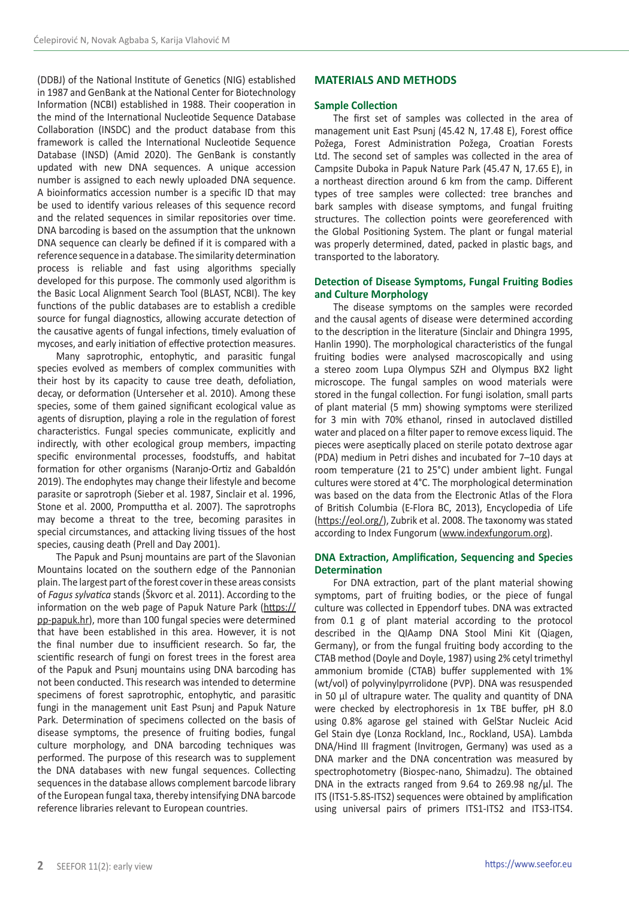(DDBJ) of the National Institute of Genetics (NIG) established in 1987 and GenBank at the National Center for Biotechnology Information (NCBI) established in 1988. Their cooperation in the mind of the International Nucleotide Sequence Database Collaboration (INSDC) and the product database from this framework is called the International Nucleotide Sequence Database (INSD) (Amid 2020). The GenBank is constantly updated with new DNA sequences. A unique accession number is assigned to each newly uploaded DNA sequence. A bioinformatics accession number is a specific ID that may be used to identify various releases of this sequence record and the related sequences in similar repositories over time. DNA barcoding is based on the assumption that the unknown DNA sequence can clearly be defined if it is compared with a reference sequence in a database. The similarity determination process is reliable and fast using algorithms specially developed for this purpose. The commonly used algorithm is the Basic Local Alignment Search Tool (BLAST, NCBI). The key functions of the public databases are to establish a credible source for fungal diagnostics, allowing accurate detection of the causative agents of fungal infections, timely evaluation of mycoses, and early initiation of effective protection measures.

Many saprotrophic, entophytic, and parasitic fungal species evolved as members of complex communities with their host by its capacity to cause tree death, defoliation, decay, or deformation (Unterseher et al. 2010). Among these species, some of them gained significant ecological value as agents of disruption, playing a role in the regulation of forest characteristics. Fungal species communicate, explicitly and indirectly, with other ecological group members, impacting specific environmental processes, foodstuffs, and habitat formation for other organisms (Naranjo-Ortiz and Gabaldón 2019). The endophytes may change their lifestyle and become parasite or saprotroph (Sieber et al. 1987, Sinclair et al. 1996, Stone et al. 2000, Promputtha et al. 2007). The saprotrophs may become a threat to the tree, becoming parasites in special circumstances, and attacking living tissues of the host species, causing death (Prell and Day 2001).

The Papuk and Psunj mountains are part of the Slavonian Mountains located on the southern edge of the Pannonian plain. The largest part of the forest cover in these areas consists of *Fagus sylvatica* stands (Škvorc et al. 2011). According to the information on the web page of Papuk Nature Park (https://pp-papuk.hr), more than 100 fungal species were determined that have been established in this area. However, it is not the final number due to insufficient research. So far, the scientific research of fungi on forest trees in the forest area of the Papuk and Psunj mountains using DNA barcoding has not been conducted. This research was intended to determine specimens of forest saprotrophic, entophytic, and parasitic fungi in the management unit East Psunj and Papuk Nature Park. Determination of specimens collected on the basis of disease symptoms, the presence of fruiting bodies, fungal culture morphology, and DNA barcoding techniques was performed. The purpose of this research was to supplement the DNA databases with new fungal sequences. Collecting sequences in the database allows complement barcode library of the European fungal taxa, thereby intensifying DNA barcode reference libraries relevant to European countries.

## MATERIALS AND METHODS

### Sample Collection

The first set of samples was collected in the area of management unit East Psunj (45.42 N, 17.48 E), Forest office Požega, Forest Administration Požega, Croatian Forests Ltd. The second set of samples was collected in the area of Campsite Duboka in Papuk Nature Park (45.47 N, 17.65 E), in a northeast direction around 6 km from the camp. Different types of tree samples were collected: tree branches and bark samples with disease symptoms, and fungal fruiting structures. The collection points were georeferenced with the Global Positioning System. The plant or fungal material was properly determined, dated, packed in plastic bags, and transported to the laboratory.

### Detection of Disease Symptoms, Fungal Fruiting Bodies and Culture Morphology

The disease symptoms on the samples were recorded and the causal agents of disease were determined according to the description in the literature (Sinclair and Dhingra 1995, Hanlin 1990). The morphological characteristics of the fungal fruiting bodies were analysed macroscopically and using a stereo zoom Lupa Olympus SZH and Olympus BX2 light microscope. The fungal samples on wood materials were stored in the fungal collection. For fungi isolation, small parts of plant material (5 mm) showing symptoms were sterilized for 3 min with 70% ethanol, rinsed in autoclaved distilled water and placed on a filter paper to remove excess liquid. The pieces were aseptically placed on sterile potato dextrose agar (PDA) medium in Petri dishes and incubated for 7–10 days at room temperature (21 to 25°C) under ambient light. Fungal cultures were stored at 4°C. The morphological determination was based on the data from the Electronic Atlas of the Flora of British Columbia (E-Flora BC, 2013), Encyclopedia of Life (https://eol.org/), Zubrik et al. 2008. The taxonomy was stated according to Index Fungorum (www.indexfungorum.org).

### DNA Extraction, Amplification, Sequencing and Species Determination

For DNA extraction, part of the plant material showing symptoms, part of fruiting bodies, or the piece of fungal culture was collected in Eppendorf tubes. DNA was extracted from 0.1 g of plant material according to the protocol described in the QIAamp DNA Stool Mini Kit (Qiagen, Germany), or from the fungal fruiting body according to the CTAB method (Doyle and Doyle, 1987) using 2% cetyl trimethyl ammonium bromide (CTAB) buffer supplemented with 1% (wt/vol) of polyvinylpyrrolidone (PVP). DNA was resuspended in 50 µl of ultrapure water. The quality and quantity of DNA were checked by electrophoresis in 1x TBE buffer, pH 8.0 using 0.8% agarose gel stained with GelStar Nucleic Acid Gel Stain dye (Lonza Rockland, Inc., Rockland, USA). Lambda DNA/Hind III fragment (Invitrogen, Germany) was used as a DNA marker and the DNA concentration was measured by spectrophotometry (Biospec-nano, Shimadzu). The obtained DNA in the extracts ranged from 9.64 to 269.98 ng/µl. The ITS (ITS1-5.8S-ITS2) sequences were obtained by amplification using universal pairs of primers ITS1-ITS2 and ITS3-ITS4.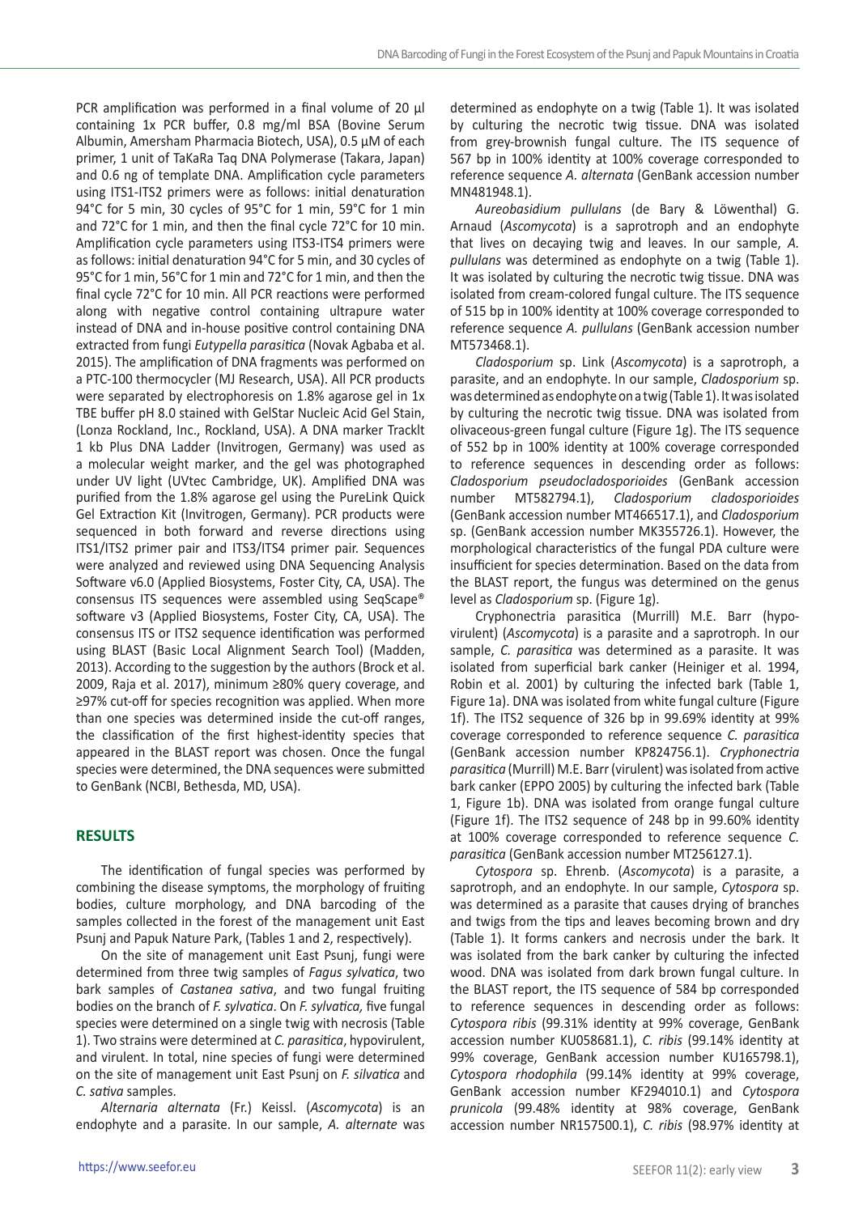PCR amplification was performed in a final volume of 20 µl containing 1x PCR buffer, 0.8 mg/ml BSA (Bovine Serum Albumin, Amersham Pharmacia Biotech, USA), 0.5 µM of each primer, 1 unit of TaKaRa Taq DNA Polymerase (Takara, Japan) and 0.6 ng of template DNA. Amplification cycle parameters using ITS1-ITS2 primers were as follows: initial denaturation 94°C for 5 min, 30 cycles of 95°C for 1 min, 59°C for 1 min and 72°C for 1 min, and then the final cycle 72°C for 10 min. Amplification cycle parameters using ITS3-ITS4 primers were as follows: initial denaturation 94°C for 5 min, and 30 cycles of 95°C for 1 min, 56°C for 1 min and 72°C for 1 min, and then the final cycle 72°C for 10 min. All PCR reactions were performed along with negative control containing ultrapure water instead of DNA and in-house positive control containing DNA extracted from fungi *Eutypella parasitica* (Novak Agbaba et al. 2015). The amplification of DNA fragments was performed on a PTC-100 thermocycler (MJ Research, USA). All PCR products were separated by electrophoresis on 1.8% agarose gel in 1x TBE buffer pH 8.0 stained with GelStar Nucleic Acid Gel Stain, (Lonza Rockland, Inc., Rockland, USA). A DNA marker TrackIt 1 kb Plus DNA Ladder (Invitrogen, Germany) was used as a molecular weight marker, and the gel was photographed under UV light (UVtec Cambridge, UK). Amplified DNA was purified from the 1.8% agarose gel using the PureLink Quick Gel Extraction Kit (Invitrogen, Germany). PCR products were sequenced in both forward and reverse directions using ITS1/ITS2 primer pair and ITS3/ITS4 primer pair. Sequences were analyzed and reviewed using DNA Sequencing Analysis Software v6.0 (Applied Biosystems, Foster City, CA, USA). The consensus ITS sequences were assembled using SeqScape® software v3 (Applied Biosystems, Foster City, CA, USA). The consensus ITS or ITS2 sequence identification was performed using BLAST (Basic Local Alignment Search Tool) (Madden, 2013). According to the suggestion by the authors (Brock et al. 2009, Raja et al. 2017), minimum ≥80% query coverage, and ≥97% cut-off for species recognition was applied. When more than one species was determined inside the cut-off ranges, the classification of the first highest-identity species that appeared in the BLAST report was chosen. Once the fungal species were determined, the DNA sequences were submitted to GenBank (NCBI, Bethesda, MD, USA).

## RESULTS

The identification of fungal species was performed by combining the disease symptoms, the morphology of fruiting bodies, culture morphology, and DNA barcoding of the samples collected in the forest of the management unit East Psunj and Papuk Nature Park, (Tables 1 and 2, respectively).

On the site of management unit East Psunj, fungi were determined from three twig samples of *Fagus sylvatica*, two bark samples of *Castanea sativa*, and two fungal fruiting bodies on the branch of *F. sylvatica*. On *F. sylvatica,* five fungal species were determined on a single twig with necrosis (Table 1). Two strains were determined at *C. parasitica*, hypovirulent, and virulent. In total, nine species of fungi were determined on the site of management unit East Psunj on *F. silvatica* and *C. sativa* samples.

*Alternaria alternata* (Fr.) Keissl. (*Ascomycota*) is an endophyte and a parasite. In our sample, *A. alternate* was determined as endophyte on a twig (Table 1). It was isolated by culturing the necrotic twig tissue. DNA was isolated from grey-brownish fungal culture. The ITS sequence of 567 bp in 100% identity at 100% coverage corresponded to reference sequence *A. alternata* (GenBank accession number MN481948.1).

*Aureobasidium pullulans* (de Bary & Löwenthal) G. Arnaud (*Ascomycota*) is a saprotroph and an endophyte that lives on decaying twig and leaves. In our sample, *A. pullulans* was determined as endophyte on a twig (Table 1). It was isolated by culturing the necrotic twig tissue. DNA was isolated from cream-colored fungal culture. The ITS sequence of 515 bp in 100% identity at 100% coverage corresponded to reference sequence *A. pullulans* (GenBank accession number MT573468.1).

*Cladosporium* sp. Link (*Ascomycota*) is a saprotroph, a parasite, and an endophyte. In our sample, *Cladosporium* sp. was determined as endophyte on a twig (Table 1). It was isolated by culturing the necrotic twig tissue. DNA was isolated from olivaceous-green fungal culture (Figure 1g). The ITS sequence of 552 bp in 100% identity at 100% coverage corresponded to reference sequences in descending order as follows: *Cladosporium pseudocladosporioides* (GenBank accession number MT582794.1), *Cladosporium cladosporioides* (GenBank accession number MT466517.1), and *Cladosporium* sp. (GenBank accession number MK355726.1). However, the morphological characteristics of the fungal PDA culture were insufficient for species determination. Based on the data from the BLAST report, the fungus was determined on the genus level as *Cladosporium* sp. (Figure 1g).

*Cryphonectria parasitica* (Murrill) M.E. Barr (hypovirulent) (*Ascomycota*) is a parasite and a saprotroph. In our sample, *C. parasitica* was determined as a parasite. It was isolated from superficial bark canker (Heiniger et al. 1994, Robin et al. 2001) by culturing the infected bark (Table 1, Figure 1a). DNA was isolated from white fungal culture (Figure 1f). The ITS2 sequence of 326 bp in 99.69% identity at 99% coverage corresponded to reference sequence *C. parasitica* (GenBank accession number KP824756.1). *Cryphonectria parasitica* (Murrill) M.E. Barr (virulent) was isolated from active bark canker (EPPO 2005) by culturing the infected bark (Table 1, Figure 1b). DNA was isolated from orange fungal culture (Figure 1f). The ITS2 sequence of 248 bp in 99.60% identity at 100% coverage corresponded to reference sequence *C. parasitica* (GenBank accession number MT256127.1).

*Cytospora* sp. Ehrenb. (*Ascomycota*) is a parasite, a saprotroph, and an endophyte. In our sample, *Cytospora* sp. was determined as a parasite that causes drying of branches and twigs from the tips and leaves becoming brown and dry (Table 1). It forms cankers and necrosis under the bark. It was isolated from the bark canker by culturing the infected wood. DNA was isolated from dark brown fungal culture. In the BLAST report, the ITS sequence of 584 bp corresponded to reference sequences in descending order as follows: *Cytospora ribis* (99.31% identity at 99% coverage, GenBank accession number KU058681.1), *C. ribis* (99.14% identity at 99% coverage, GenBank accession number KU165798.1), *Cytospora rhodophila* (99.14% identity at 99% coverage, GenBank accession number KF294010.1) and *Cytospora prunicola* (99.48% identity at 98% coverage, GenBank accession number NR157500.1), *C. ribis* (98.97% identity at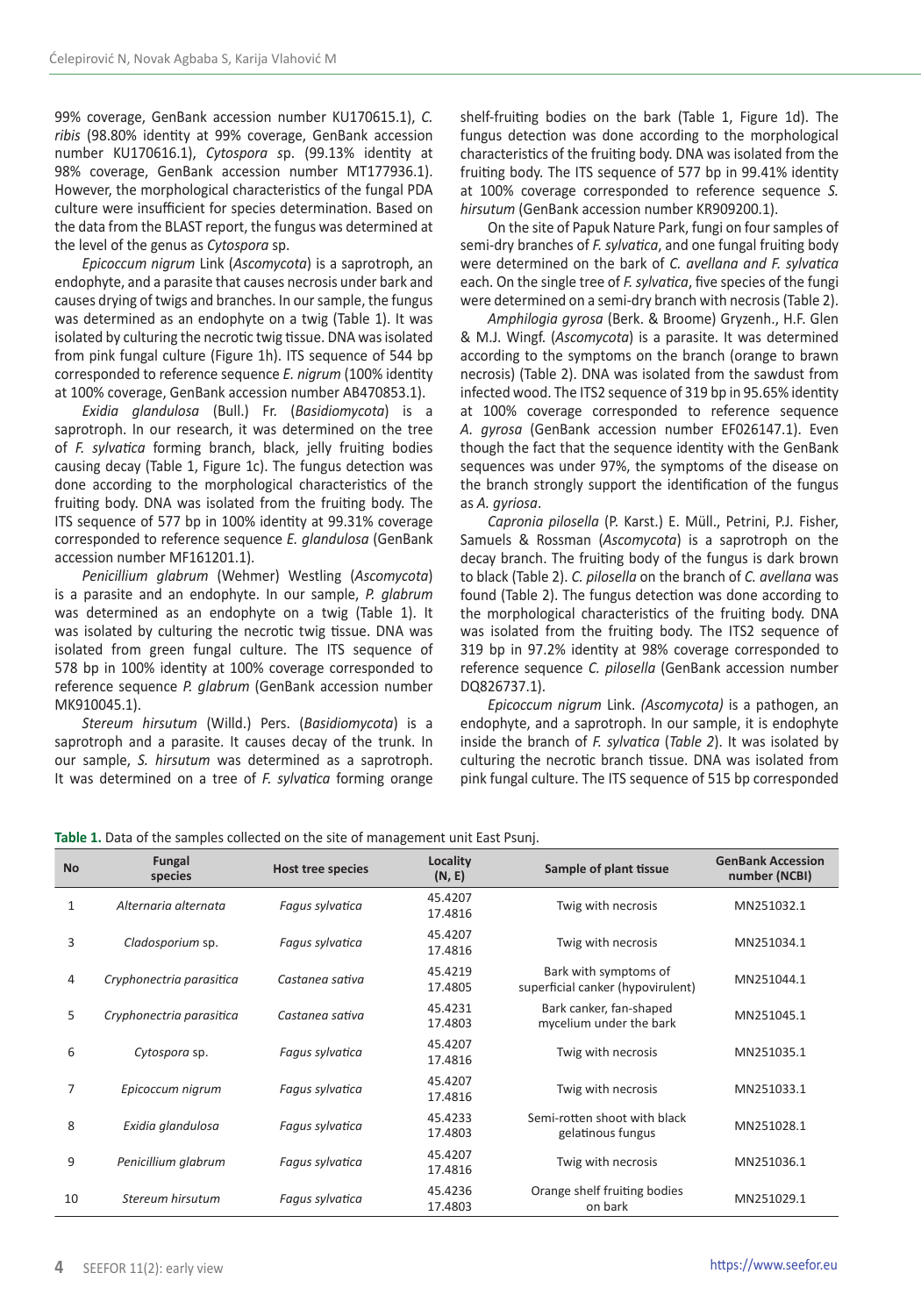99% coverage, GenBank accession number KU170615.1), *C. ribis* (98.80% identity at 99% coverage, GenBank accession number KU170616.1), *Cytospora* sp. (99.13% identity at 98% coverage, GenBank accession number MT177936.1). However, the morphological characteristics of the fungal PDA culture were insufficient for species determination. Based on the data from the BLAST report, the fungus was determined at the level of the genus as *Cytospora* sp.

*Epicoccum nigrum* Link (*Ascomycota*) is a saprotroph, an endophyte, and a parasite that causes necrosis under bark and causes drying of twigs and branches. In our sample, the fungus was determined as an endophyte on a twig (Table 1). It was isolated by culturing the necrotic twig tissue. DNA was isolated from pink fungal culture (Figure 1h). ITS sequence of 544 bp corresponded to reference sequence *E. nigrum* (100% identity at 100% coverage, GenBank accession number AB470853.1).

*Exidia glandulosa* (Bull.) Fr. (*Basidiomycota*) is a saprotroph. In our research, it was determined on the tree of *F. sylvatica* forming branch, black, jelly fruiting bodies causing decay (Table 1, Figure 1c). The fungus detection was done according to the morphological characteristics of the fruiting body. DNA was isolated from the fruiting body. The ITS sequence of 577 bp in 100% identity at 99.31% coverage corresponded to reference sequence *E. glandulosa* (GenBank accession number MF161201.1).

*Penicillium glabrum* (Wehmer) Westling (*Ascomycota*) is a parasite and an endophyte. In our sample, *P. glabrum* was determined as an endophyte on a twig (Table 1). It was isolated by culturing the necrotic twig tissue. DNA was isolated from green fungal culture. The ITS sequence of 578 bp in 100% identity at 100% coverage corresponded to reference sequence *P. glabrum* (GenBank accession number MK910045.1).

*Stereum hirsutum* (Willd.) Pers. (*Basidiomycota*) is a saprotroph and a parasite. It causes decay of the trunk. In our sample, *S. hirsutum* was determined as a saprotroph. It was determined on a tree of *F. sylvatica* forming orange shelf-fruiting bodies on the bark (Table 1, Figure 1d). The fungus detection was done according to the morphological characteristics of the fruiting body. DNA was isolated from the fruiting body. The ITS sequence of 577 bp in 99.41% identity at 100% coverage corresponded to reference sequence *S. hirsutum* (GenBank accession number KR909200.1).

On the site of Papuk Nature Park, fungi on four samples of semi-dry branches of *F. sylvatica*, and one fungal fruiting body were determined on the bark of *C. avellana and F. sylvatica* each. On the single tree of *F. sylvatica*, five species of the fungi were determined on a semi-dry branch with necrosis (Table 2).

*Amphilogia gyrosa* (Berk. & Broome) Gryzenh., H.F. Glen & M.J. Wingf. (*Ascomycota*) is a parasite. It was determined according to the symptoms on the branch (orange to brawn necrosis) (Table 2). DNA was isolated from the sawdust from infected wood. The ITS2 sequence of 319 bp in 95.65% identity at 100% coverage corresponded to reference sequence *A. gyrosa* (GenBank accession number EF026147.1). Even though the fact that the sequence identity with the GenBank sequences was under 97%, the symptoms of the disease on the branch strongly support the identification of the fungus as *A. gyriosa*.

*Capronia pilosella* (P. Karst.) E. Müll., Petrini, P.J. Fisher, Samuels & Rossman (*Ascomycota*) is a saprotroph on the decay branch. The fruiting body of the fungus is dark brown to black (Table 2). *C. pilosella* on the branch of *C. avellana* was found (Table 2). The fungus detection was done according to the morphological characteristics of the fruiting body. DNA was isolated from the fruiting body. The ITS2 sequence of 319 bp in 97.2% identity at 98% coverage corresponded to reference sequence *C. pilosella* (GenBank accession number DQ826737.1).

*Epicoccum nigrum* Link. *(Ascomycota)* is a pathogen, an endophyte, and a saprotroph. In our sample, it is endophyte inside the branch of *F. sylvatica* (*Table 2*). It was isolated by culturing the necrotic branch tissue. DNA was isolated from pink fungal culture. The ITS sequence of 515 bp corresponded

**Table 1.** Data of the samples collected on the site of management unit East Psunj.

| No | Fungal species | Host tree species | Locality (N, E) | Sample of plant tissue | GenBank Accession number (NCBI) |
|---|---|---|---|---|---|
| 1 | *Alternaria alternata* | *Fagus sylvatica* | 45.4207 17.4816 | Twig with necrosis | MN251032.1 |
| 3 | *Cladosporium* sp. | *Fagus sylvatica* | 45.4207 17.4816 | Twig with necrosis | MN251034.1 |
| 4 | *Cryphonectria parasitica* | *Castanea sativa* | 45.4219 17.4805 | Bark with symptoms of superficial canker (hypovirulent) | MN251044.1 |
| 5 | *Cryphonectria parasitica* | *Castanea sativa* | 45.4231 17.4803 | Bark canker, fan-shaped mycelium under the bark | MN251045.1 |
| 6 | *Cytospora* sp. | *Fagus sylvatica* | 45.4207 17.4816 | Twig with necrosis | MN251035.1 |
| 7 | *Epicoccum nigrum* | *Fagus sylvatica* | 45.4207 17.4816 | Twig with necrosis | MN251033.1 |
| 8 | *Exidia glandulosa* | *Fagus sylvatica* | 45.4233 17.4803 | Semi-rotten shoot with black gelatinous fungus | MN251028.1 |
| 9 | *Penicillium glabrum* | *Fagus sylvatica* | 45.4207 17.4816 | Twig with necrosis | MN251036.1 |
| 10 | *Stereum hirsutum* | *Fagus sylvatica* | 45.4236 17.4803 | Orange shelf fruiting bodies on bark | MN251029.1 |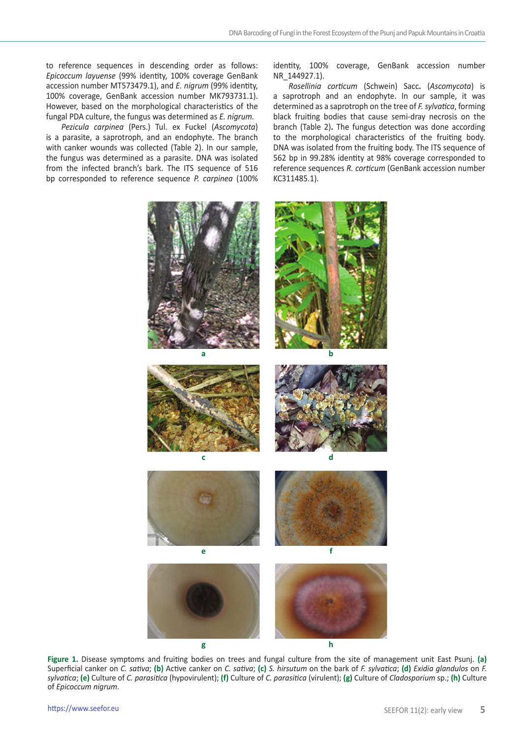to reference sequences in descending order as follows: *Epicoccum layuense* (99% identity, 100% coverage GenBank accession number MT573479.1), and *E. nigrum* (99% identity, 100% coverage, GenBank accession number MK793731.1). However, based on the morphological characteristics of the fungal PDA culture, the fungus was determined as *E. nigrum.*

*Pezicula carpinea* (Pers.) Tul. ex Fuckel (*Ascomycota*) is a parasite, a saprotroph, and an endophyte. The branch with canker wounds was collected (Table 2). In our sample, the fungus was determined as a parasite. DNA was isolated from the infected branch's bark. The ITS sequence of 516 bp corresponded to reference sequence *P. carpinea* (100% identity, 100% coverage, GenBank accession number NR_144927.1).

*Rosellinia corticum* (Schwein) Sacc**.** (*Ascomycota*) is a saprotroph and an endophyte. In our sample, it was determined as a saprotroph on the tree of *F. sylvatica*, forming black fruiting bodies that cause semi-dray necrosis on the branch (Table 2)**.** The fungus detection was done according to the morphological characteristics of the fruiting body. DNA was isolated from the fruiting body. The ITS sequence of 562 bp in 99.28% identity at 98% coverage corresponded to reference sequences *R. corticum* (GenBank accession number KC311485.1).

**Figure 1.** Disease symptoms and fruiting bodies on trees and fungal culture from the site of management unit East Psunj. **(a)** Superficial canker on *C. sativa*; **(b)** Active canker on *C. sativa*; **(c)** *S. hirsutum* on the bark of *F. sylvatica*; **(d)** *Exidia glandulos* on *F. sylvatica*; **(e)** Culture of *C. parasitica* (hypovirulent); **(f)** Culture of *C. parasitica* (virulent); **(g)** Culture of *Cladosporium* sp.; **(h)** Culture of *Epicoccum nigrum*.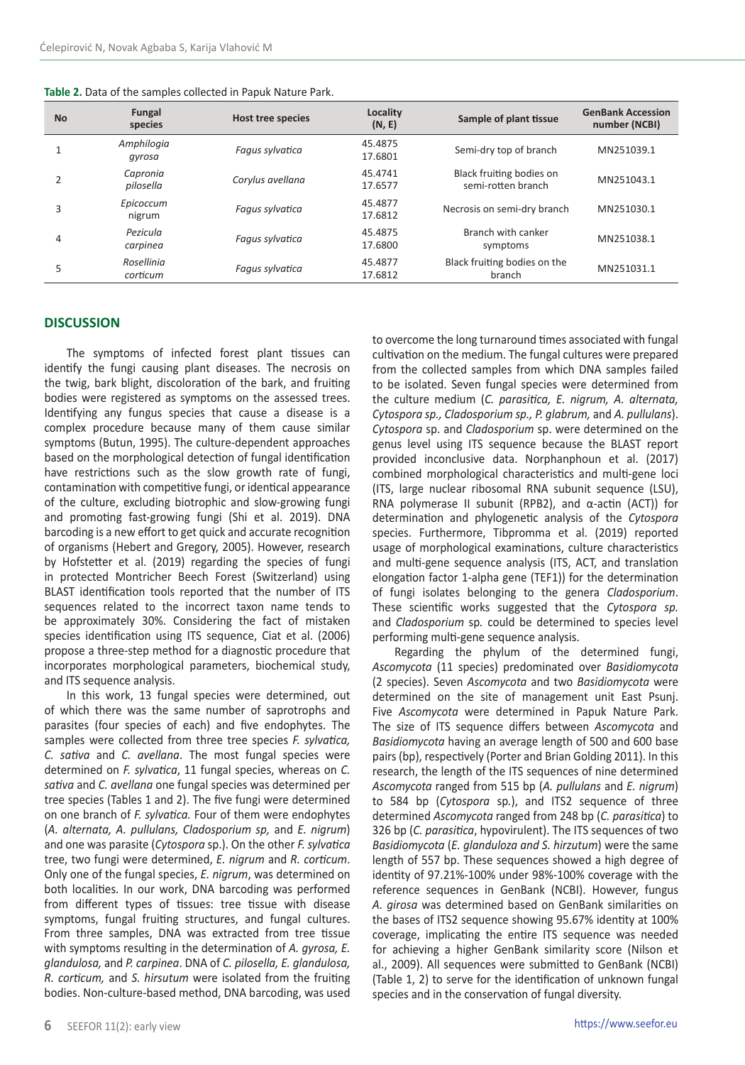**Table 2.** Data of the samples collected in Papuk Nature Park.

| No | Fungal species | Host tree species | Locality (N, E) | Sample of plant tissue | GenBank Accession number (NCBI) |
|---|---|---|---|---|---|
| 1 | *Amphilogia gyrosa* | *Fagus sylvatica* | 45.4875 17.6801 | Semi-dry top of branch | MN251039.1 |
| 2 | *Capronia pilosella* | *Corylus avellana* | 45.4741 17.6577 | Black fruiting bodies on semi-rotten branch | MN251043.1 |
| 3 | *Epicoccum nigrum* | *Fagus sylvatica* | 45.4877 17.6812 | Necrosis on semi-dry branch | MN251030.1 |
| 4 | *Pezicula carpinea* | *Fagus sylvatica* | 45.4875 17.6800 | Branch with canker symptoms | MN251038.1 |
| 5 | *Rosellinia corticum* | *Fagus sylvatica* | 45.4877 17.6812 | Black fruiting bodies on the branch | MN251031.1 |

## DISCUSSION

The symptoms of infected forest plant tissues can identify the fungi causing plant diseases. The necrosis on the twig, bark blight, discoloration of the bark, and fruiting bodies were registered as symptoms on the assessed trees. Identifying any fungus species that cause a disease is a complex procedure because many of them cause similar symptoms (Butun, 1995). The culture-dependent approaches based on the morphological detection of fungal identification have restrictions such as the slow growth rate of fungi, contamination with competitive fungi, or identical appearance of the culture, excluding biotrophic and slow-growing fungi and promoting fast-growing fungi (Shi et al. 2019). DNA barcoding is a new effort to get quick and accurate recognition of organisms (Hebert and Gregory, 2005). However, research by Hofstetter et al. (2019) regarding the species of fungi in protected Montricher Beech Forest (Switzerland) using BLAST identification tools reported that the number of ITS sequences related to the incorrect taxon name tends to be approximately 30%. Considering the fact of mistaken species identification using ITS sequence, Ciat et al. (2006) propose a three-step method for a diagnostic procedure that incorporates morphological parameters, biochemical study, and ITS sequence analysis.

In this work, 13 fungal species were determined, out of which there was the same number of saprotrophs and parasites (four species of each) and five endophytes. The samples were collected from three tree species *F. sylvatica, C. sativa* and *C. avellana*. The most fungal species were determined on *F. sylvatica*, 11 fungal species, whereas on *C. sativa* and *C. avellana* one fungal species was determined per tree species (Tables 1 and 2). The five fungi were determined on one branch of *F. sylvatica.* Four of them were endophytes (*A. alternata, A. pullulans, Cladosporium sp,* and *E. nigrum*) and one was parasite (*Cytospora* sp.). On the other *F. sylvatica* tree, two fungi were determined, *E. nigrum* and *R. corticum*. Only one of the fungal species, *E. nigrum*, was determined on both localities. In our work, DNA barcoding was performed from different types of tissues: tree tissue with disease symptoms, fungal fruiting structures, and fungal cultures. From three samples, DNA was extracted from tree tissue with symptoms resulting in the determination of *A. gyrosa, E. glandulosa,* and *P. carpinea*. DNA of *C. pilosella, E. glandulosa, R. corticum,* and *S. hirsutum* were isolated from the fruiting bodies. Non-culture-based method, DNA barcoding, was used to overcome the long turnaround times associated with fungal cultivation on the medium. The fungal cultures were prepared from the collected samples from which DNA samples failed to be isolated. Seven fungal species were determined from the culture medium (*C. parasitica, E. nigrum, A. alternata, Cytospora sp., Cladosporium sp., P. glabrum,* and *A. pullulans*). *Cytospora* sp. and *Cladosporium* sp. were determined on the genus level using ITS sequence because the BLAST report provided inconclusive data. Norphanphoun et al. (2017) combined morphological characteristics and multi-gene loci (ITS, large nuclear ribosomal RNA subunit sequence (LSU), RNA polymerase II subunit (RPB2), and α-actin (ACT)) for determination and phylogenetic analysis of the *Cytospora* species. Furthermore, Tibpromma et al. (2019) reported usage of morphological examinations, culture characteristics and multi-gene sequence analysis (ITS, ACT, and translation elongation factor 1-alpha gene (TEF1)) for the determination of fungi isolates belonging to the genera *Cladosporium*. These scientific works suggested that the *Cytospora sp.* and *Cladosporium sp.* could be determined to species level performing multi-gene sequence analysis.

Regarding the phylum of the determined fungi, *Ascomycota* (11 species) predominated over *Basidiomycota* (2 species). Seven *Ascomycota* and two *Basidiomycota* were determined on the site of management unit East Psunj. Five *Ascomycota* were determined in Papuk Nature Park. The size of ITS sequence differs between *Ascomycota* and *Basidiomycota* having an average length of 500 and 600 base pairs (bp), respectively (Porter and Brian Golding 2011). In this research, the length of the ITS sequences of nine determined *Ascomycota* ranged from 515 bp (*A. pullulans* and *E. nigrum*) to 584 bp (*Cytospora* sp.), and ITS2 sequence of three determined *Ascomycota* ranged from 248 bp (*C. parasitica*) to 326 bp (*C. parasitica*, hypovirulent). The ITS sequences of two *Basidiomycota* (*E. glanduloza and S. hirzutum*) were the same length of 557 bp. These sequences showed a high degree of identity of 97.21%-100% under 98%-100% coverage with the reference sequences in GenBank (NCBI). However, fungus *A. girosa* was determined based on GenBank similarities on the bases of ITS2 sequence showing 95.67% identity at 100% coverage, implicating the entire ITS sequence was needed for achieving a higher GenBank similarity score (Nilson et al., 2009). All sequences were submitted to GenBank (NCBI) (Table 1, 2) to serve for the identification of unknown fungal species and in the conservation of fungal diversity.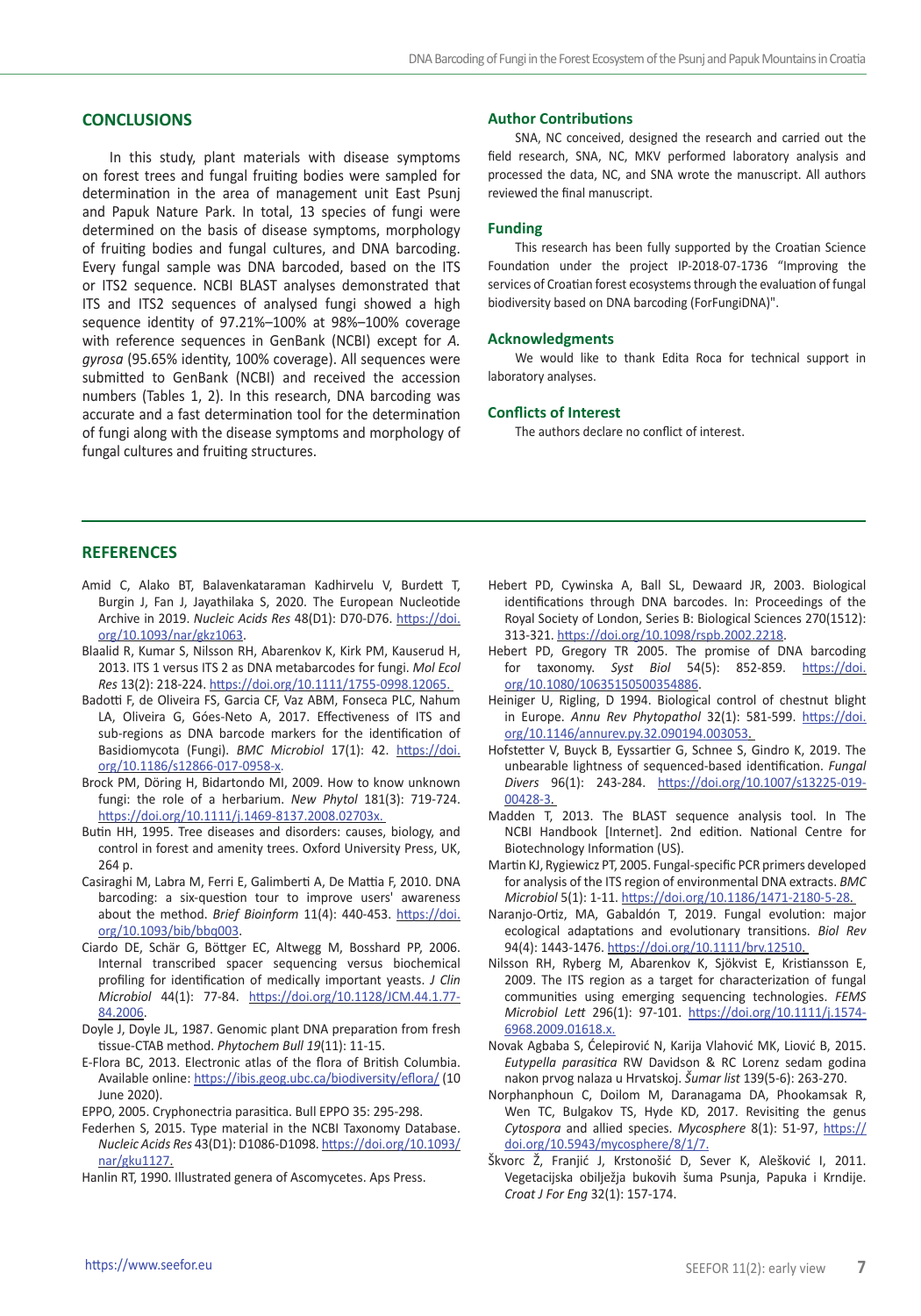## CONCLUSIONS

In this study, plant materials with disease symptoms on forest trees and fungal fruiting bodies were sampled for determination in the area of management unit East Psunj and Papuk Nature Park. In total, 13 species of fungi were determined on the basis of disease symptoms, morphology of fruiting bodies and fungal cultures, and DNA barcoding. Every fungal sample was DNA barcoded, based on the ITS or ITS2 sequence. NCBI BLAST analyses demonstrated that ITS and ITS2 sequences of analysed fungi showed a high sequence identity of 97.21%–100% at 98%–100% coverage with reference sequences in GenBank (NCBI) except for *A. gyrosa* (95.65% identity, 100% coverage). All sequences were submitted to GenBank (NCBI) and received the accession numbers (Tables 1, 2). In this research, DNA barcoding was accurate and a fast determination tool for the determination of fungi along with the disease symptoms and morphology of fungal cultures and fruiting structures.

### Author Contributions

SNA, NC conceived, designed the research and carried out the field research, SNA, NC, MKV performed laboratory analysis and processed the data, NC and SNA wrote the manuscript. All authors reviewed the final manuscript.

### Funding

This research has been fully supported by the Croatian Science Foundation under the project IP-2018-07-1736 "Improving the services of Croatian forest ecosystems through the evaluation of fungal biodiversity based on DNA barcoding (ForFungiDNA)".

### Acknowledgments

We would like to thank Edita Roca for technical support in laboratory analyses.

### Conflicts of Interest

The authors declare no conflict of interest.

## REFERENCES

Amid C, Alako BT, Balavenkataraman Kadhirvelu V, Burdett T, Burgin J, Fan J, Jayathilaka S, 2020. The European Nucleotide Archive in 2019. *Nucleic Acids Res* 48(D1): D70-D76. https://doi.org/10.1093/nar/gkz1063.

Blaalid R, Kumar S, Nilsson RH, Abarenkov K, Kirk PM, Kauserud H, 2013. ITS 1 versus ITS 2 as DNA metabarcodes for fungi. *Mol Ecol Res* 13(2): 218-224. https://doi.org/10.1111/1755-0998.12065.

Badotti F, de Oliveira FS, Garcia CF, Vaz ABM, Fonseca PLC, Nahum LA, Oliveira G, Góes-Neto A, 2017. Effectiveness of ITS and sub-regions as DNA barcode markers for the identification of Basidiomycota (Fungi). *BMC Microbiol* 17(1): 42. https://doi.org/10.1186/s12866-017-0958-x.

Brock PM, Döring H, Bidartondo MI, 2009. How to know unknown fungi: the role of a herbarium. *New Phytol* 181(3): 719-724. https://doi.org/10.1111/j.1469-8137.2008.02703x.

Butin HH, 1995. Tree diseases and disorders: causes, biology, and control in forest and amenity trees. Oxford University Press, UK, 264 p.

Casiraghi M, Labra M, Ferri E, Galimberti A, De Mattia F, 2010. DNA barcoding: a six-question tour to improve users' awareness about the method. *Brief Bioinform* 11(4): 440-453. https://doi.org/10.1093/bib/bbq003.

Ciardo DE, Schär G, Böttger EC, Altwegg M, Bosshard PP, 2006. Internal transcribed spacer sequencing versus biochemical profiling for identification of medically important yeasts. *J Clin Microbiol* 44(1): 77-84. https://doi.org/10.1128/JCM.44.1.77-84.2006.

Doyle J, Doyle JL, 1987. Genomic plant DNA preparation from fresh tissue-CTAB method. *Phytochem Bull 19*(11): 11-15.

E-Flora BC, 2013. Electronic atlas of the flora of British Columbia. Available online: https://ibis.geog.ubc.ca/biodiversity/eflora/ (10 June 2020).

EPPO, 2005. Cryphonectria parasitica. Bull EPPO 35: 295-298.

Federhen S, 2015. Type material in the NCBI Taxonomy Database. *Nucleic Acids Res* 43(D1): D1086-D1098. https://doi.org/10.1093/nar/gku1127.

Hanlin RT, 1990. Illustrated genera of Ascomycetes. Aps Press.

Hebert PD, Cywinska A, Ball SL, Dewaard JR, 2003. Biological identifications through DNA barcodes. In: Proceedings of the Royal Society of London, Series B: Biological Sciences 270(1512): 313-321. https://doi.org/10.1098/rspb.2002.2218.

Hebert PD, Gregory TR 2005. The promise of DNA barcoding for taxonomy. *Syst Biol* 54(5): 852-859. https://doi.org/10.1080/10635150500354886.

Heiniger U, Rigling, D 1994. Biological control of chestnut blight in Europe. *Annu Rev Phytopathol* 32(1): 581-599. https://doi.org/10.1146/annurev.py.32.090194.003053.

Hofstetter V, Buyck B, Eyssartier G, Schnee S, Gindro K, 2019. The unbearable lightness of sequenced-based identification. *Fungal Divers* 96(1): 243-284. https://doi.org/10.1007/s13225-019-00428-3.

Madden T, 2013. The BLAST sequence analysis tool. In The NCBI Handbook [Internet]. 2nd edition. National Centre for Biotechnology Information (US).

Martin KJ, Rygiewicz PT, 2005. Fungal-specific PCR primers developed for analysis of the ITS region of environmental DNA extracts. *BMC Microbiol* 5(1): 1-11. https://doi.org/10.1186/1471-2180-5-28.

Naranjo-Ortiz, MA, Gabaldón T, 2019. Fungal evolution: major ecological adaptations and evolutionary transitions. *Biol Rev* 94(4): 1443-1476. https://doi.org/10.1111/brv.12510.

Nilsson RH, Ryberg M, Abarenkov K, Sjökvist E, Kristiansson E, 2009. The ITS region as a target for characterization of fungal communities using emerging sequencing technologies. *FEMS Microbiol Lett* 296(1): 97-101. https://doi.org/10.1111/j.1574-6968.2009.01618.x.

Novak Agbaba S, Ćelepirović N, Karija Vlahović MK, Liović B, 2015. *Eutypella parasitica* RW Davidson & RC Lorenz sedam godina nakon prvog nalaza u Hrvatskoj. *Šumar list* 139(5-6): 263-270.

Norphanphoun C, Doilom M, Daranagama DA, Phookamsak R, Wen TC, Bulgakov TS, Hyde KD, 2017. Revisiting the genus *Cytospora* and allied species. *Mycosphere* 8(1): 51-97, https://doi.org/10.5943/mycosphere/8/1/7.

Škvorc Ž, Franjić J, Krstonošić D, Sever K, Alešković I, 2011. Vegetacijska obilježja bukovih šuma Psunja, Papuka i Krndije. *Croat J For Eng* 32(1): 157-174.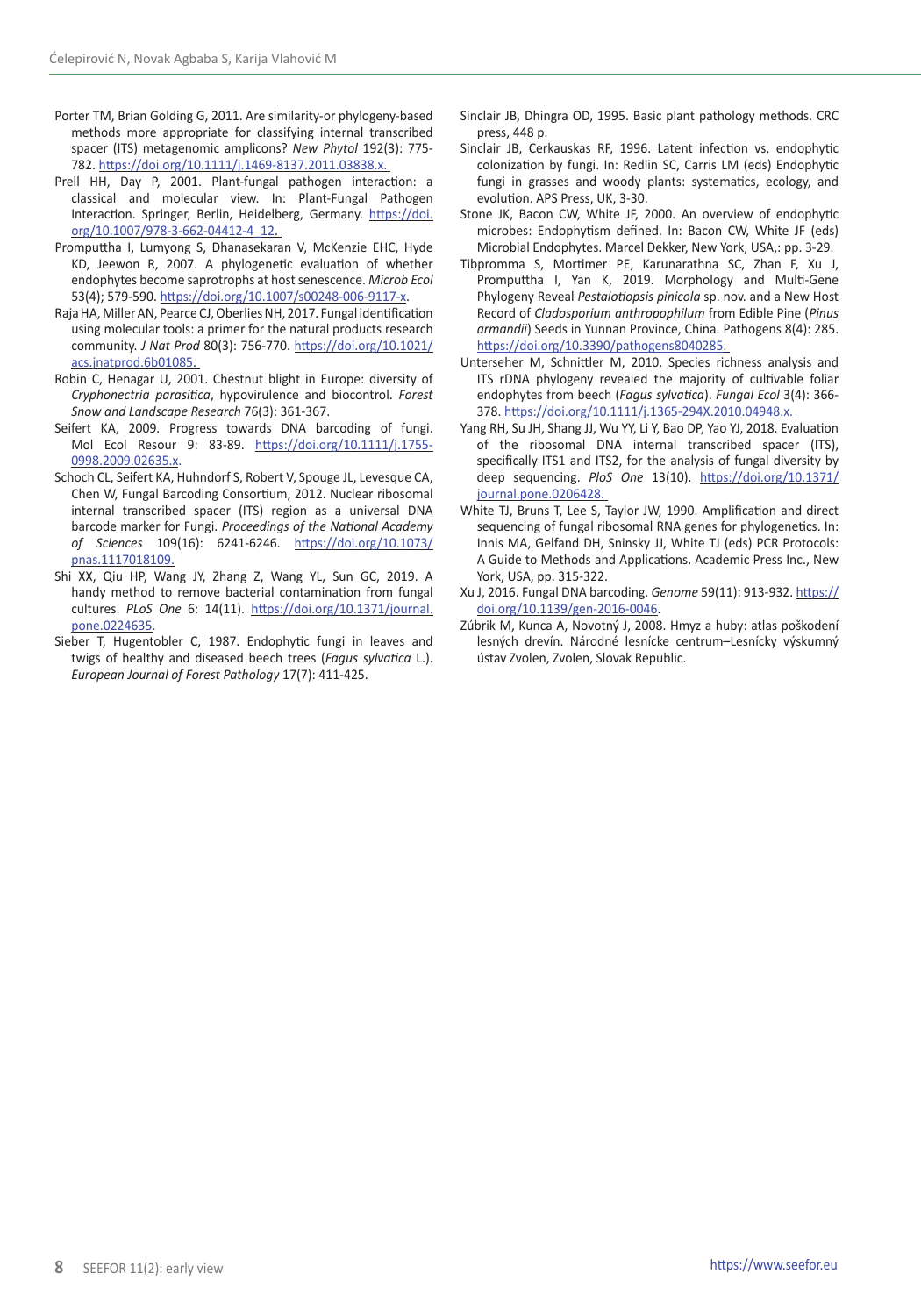Porter TM, Brian Golding G, 2011. Are similarity-or phylogeny-based methods more appropriate for classifying internal transcribed spacer (ITS) metagenomic amplicons? *New Phytol* 192(3): 775-782. https://doi.org/10.1111/j.1469-8137.2011.03838.x.

Prell HH, Day P, 2001. Plant-fungal pathogen interaction: a classical and molecular view. In: Plant-Fungal Pathogen Interaction. Springer, Berlin, Heidelberg, Germany. https://doi.org/10.1007/978-3-662-04412-4_12.

Promputtha I, Lumyong S, Dhanasekaran V, McKenzie EHC, Hyde KD, Jeewon R, 2007. A phylogenetic evaluation of whether endophytes become saprotrophs at host senescence. *Microb Ecol* 53(4); 579-590. https://doi.org/10.1007/s00248-006-9117-x.

Raja HA, Miller AN, Pearce CJ, Oberlies NH, 2017. Fungal identification using molecular tools: a primer for the natural products research community. *J Nat Prod* 80(3): 756-770. https://doi.org/10.1021/acs.jnatprod.6b01085.

Robin C, Henagar U, 2001. Chestnut blight in Europe: diversity of *Cryphonectria parasitica*, hypovirulence and biocontrol. *Forest Snow and Landscape Research* 76(3): 361-367.

Seifert KA, 2009. Progress towards DNA barcoding of fungi. Mol Ecol Resour 9: 83-89. https://doi.org/10.1111/j.1755-0998.2009.02635.x.

Schoch CL, Seifert KA, Huhndorf S, Robert V, Spouge JL, Levesque CA, Chen W, Fungal Barcoding Consortium, 2012. Nuclear ribosomal internal transcribed spacer (ITS) region as a universal DNA barcode marker for Fungi. *Proceedings of the National Academy of Sciences* 109(16): 6241-6246. https://doi.org/10.1073/pnas.1117018109.

Shi XX, Qiu HP, Wang JY, Zhang Z, Wang YL, Sun GC, 2019. A handy method to remove bacterial contamination from fungal cultures. *PLoS One* 6: 14(11). https://doi.org/10.1371/journal.pone.0224635.

Sieber T, Hugentobler C, 1987. Endophytic fungi in leaves and twigs of healthy and diseased beech trees (*Fagus sylvatica* L.). *European Journal of Forest Pathology* 17(7): 411-425.

Sinclair JB, Dhingra OD, 1995. Basic plant pathology methods. CRC press, 448 p.

Sinclair JB, Cerkauskas RF, 1996. Latent infection vs. endophytic colonization by fungi. In: Redlin SC, Carris LM (eds) Endophytic fungi in grasses and woody plants: systematics, ecology, and evolution. APS Press, UK, 3-30.

Stone JK, Bacon CW, White JF, 2000. An overview of endophytic microbes: Endophytism defined. In: Bacon CW, White JF (eds) Microbial Endophytes. Marcel Dekker, New York, USA,: pp. 3-29.

Tibpromma S, Mortimer PE, Karunarathna SC, Zhan F, Xu J, Promputtha I, Yan K, 2019. Morphology and Multi-Gene Phylogeny Reveal *Pestalotiopsis pinicola* sp. nov. and a New Host Record of *Cladosporium anthropophilum* from Edible Pine (*Pinus armandii*) Seeds in Yunnan Province, China. Pathogens 8(4): 285. https://doi.org/10.3390/pathogens8040285.

Unterseher M, Schnittler M, 2010. Species richness analysis and ITS rDNA phylogeny revealed the majority of cultivable foliar endophytes from beech (*Fagus sylvatica*). *Fungal Ecol* 3(4): 366-378. https://doi.org/10.1111/j.1365-294X.2010.04948.x.

Yang RH, Su JH, Shang JJ, Wu YY, Li Y, Bao DP, Yao YJ, 2018. Evaluation of the ribosomal DNA internal transcribed spacer (ITS), specifically ITS1 and ITS2, for the analysis of fungal diversity by deep sequencing. *PloS One* 13(10). https://doi.org/10.1371/journal.pone.0206428.

White TJ, Bruns T, Lee S, Taylor JW, 1990. Amplification and direct sequencing of fungal ribosomal RNA genes for phylogenetics. In: Innis MA, Gelfand DH, Sninsky JJ, White TJ (eds) PCR Protocols: A Guide to Methods and Applications. Academic Press Inc., New York, USA, pp. 315-322.

Xu J, 2016. Fungal DNA barcoding. *Genome* 59(11): 913-932. https://doi.org/10.1139/gen-2016-0046.

Zúbrik M, Kunca A, Novotný J, 2008. Hmyz a huby: atlas poškodení lesných drevín. Národné lesnícke centrum–Lesnícky výskumný ústav Zvolen, Zvolen, Slovak Republic.